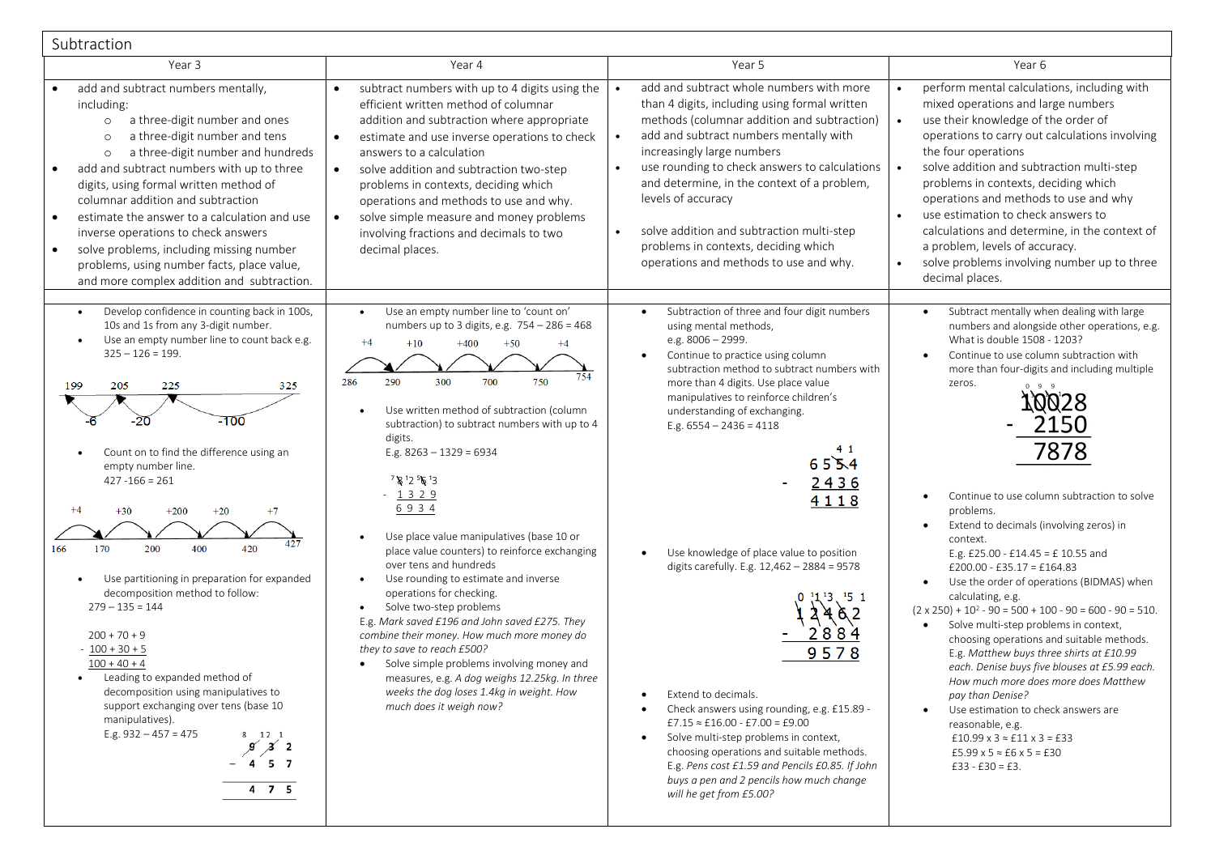# Subtraction

| Year 3 | Year 4 | Year 5 | Year 6 |
|---|---|---|---|
| • add and subtract numbers mentally, including:<br>&nbsp;&nbsp;○ a three-digit number and ones<br>&nbsp;&nbsp;○ a three-digit number and tens<br>&nbsp;&nbsp;○ a three-digit number and hundreds<br>• add and subtract numbers with up to three digits, using formal written method of columnar addition and subtraction<br>• estimate the answer to a calculation and use inverse operations to check answers<br>• solve problems, including missing number problems, using number facts, place value, and more complex addition and subtraction. | • subtract numbers with up to 4 digits using the efficient written method of columnar addition and subtraction where appropriate<br>• estimate and use inverse operations to check answers to a calculation<br>• solve addition and subtraction two-step problems in contexts, deciding which operations and methods to use and why.<br>• solve simple measure and money problems involving fractions and decimals to two decimal places. | • add and subtract whole numbers with more than 4 digits, including using formal written methods (columnar addition and subtraction)<br>• add and subtract numbers mentally with increasingly large numbers<br>• use rounding to check answers to calculations and determine, in the context of a problem, levels of accuracy<br>• solve addition and subtraction multi-step problems in contexts, deciding which operations and methods to use and why. | • perform mental calculations, including with mixed operations and large numbers<br>• use their knowledge of the order of operations to carry out calculations involving the four operations<br>• solve addition and subtraction multi-step problems in contexts, deciding which operations and methods to use and why<br>• use estimation to check answers to calculations and determine, in the context of a problem, levels of accuracy.<br>• solve problems involving number up to three decimal places. |
| • Develop confidence in counting back in 100s, 10s and 1s from any 3-digit number.<br>• Use an empty number line to count back e.g. 325 – 126 = 199.<br>199 ← −6 ← 205 ← −20 ← 225 ← −100 ← 325<br>• Count on to find the difference using an empty number line.<br>427 - 166 = 261<br>166 → +4 → 170 → +30 → 200 → +200 → 400 → +20 → 420 → +7 → 427<br>• Use partitioning in preparation for expanded decomposition method to follow:<br>279 – 135 = 144<br>200 + 70 + 9<br>- 100 + 30 + 5<br>100 + 40 + 4<br>• Leading to expanded method of decomposition using manipulatives to support exchanging over tens (base 10 manipulatives).<br>E.g. 932 – 457 = 475<br>$^{8}\not9\ ^{12}\not3\ ^{1}2$<br>− 4 5 7<br>4 7 5 | • Use an empty number line to 'count on' numbers up to 3 digits, e.g. 754 – 286 = 468<br>286 → +4 → 290 → +10 → 300 → +400 → 700 → +50 → 750 → +4 → 754<br>• Use written method of subtraction (column subtraction) to subtract numbers with up to 4 digits.<br>E.g. 8263 – 1329 = 6934<br>$^{7}\not8\ ^{1}2\ ^{5}\not6\ ^{1}3$<br>- 1 3 2 9<br>6 9 3 4<br>• Use place value manipulatives (base 10 or place value counters) to reinforce exchanging over tens and hundreds<br>• Use rounding to estimate and inverse operations for checking.<br>• Solve two-step problems<br>E.g. *Mark saved £196 and John saved £275. They combine their money. How much more money do they to save to reach £500?*<br>• Solve simple problems involving money and measures, e.g. *A dog weighs 12.25kg. In three weeks the dog loses 1.4kg in weight. How much does it weigh now?* | • Subtraction of three and four digit numbers using mental methods, e.g. 8006 – 2999.<br>• Continue to practice using column subtraction method to subtract numbers with more than 4 digits. Use place value manipulatives to reinforce children's understanding of exchanging.<br>E.g. 6554 – 2436 = 4118<br>6 5 $^{4}\not5\ ^{1}4$<br>- 2 4 3 6<br>4 1 1 8<br>• Use knowledge of place value to position digits carefully. E.g. 12,462 – 2884 = 9578<br>$^{0}\not1\ ^{1}\not2\ ^{13}\not4\ ^{15}\not6\ ^{1}2$<br>- 2 8 8 4<br>9 5 7 8<br>• Extend to decimals.<br>• Check answers using rounding, e.g. £15.89 - £7.15 ≈ £16.00 - £7.00 = £9.00<br>• Solve multi-step problems in context, choosing operations and suitable methods. E.g. *Pens cost £1.59 and Pencils £0.85. If John buys a pen and 2 pencils how much change will he get from £5.00?* | • Subtract mentally when dealing with large numbers and alongside other operations, e.g. What is double 1508 - 1203?<br>• Continue to use column subtraction with more than four-digits and including multiple zeros.<br>$\not1\ ^{0}\not0\ ^{9}\not0\ ^{9}2\ 8$<br>- 2150<br>7878<br>• Continue to use column subtraction to solve problems.<br>• Extend to decimals (involving zeros) in context.<br>E.g. £25.00 - £14.45 = £ 10.55 and £200.00 - £35.17 = £164.83<br>• Use the order of operations (BIDMAS) when calculating, e.g.<br>$(2 \times 250) + 10^2 - 90 = 500 + 100 - 90 = 600 - 90 = 510$.<br>• Solve multi-step problems in context, choosing operations and suitable methods. E.g. *Matthew buys three shirts at £10.99 each. Denise buys five blouses at £5.99 each. How much more does more does Matthew pay than Denise?*<br>• Use estimation to check answers are reasonable, e.g.<br>£10.99 x 3 ≈ £11 x 3 = £33<br>£5.99 x 5 ≈ £6 x 5 = £30<br>£33 - £30 = £3. |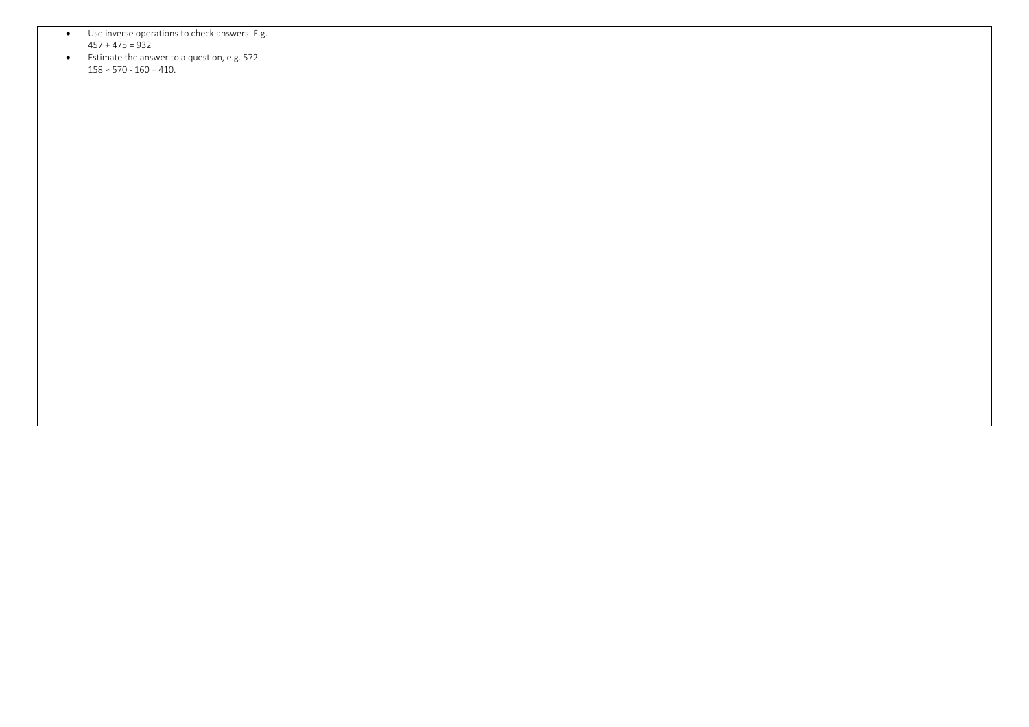| | | | |
|---|---|---|---|
| • Use inverse operations to check answers. E.g. $457 + 475 = 932$<br>• Estimate the answer to a question, e.g. $572 - 158 \approx 570 - 160 = 410$. | | | |